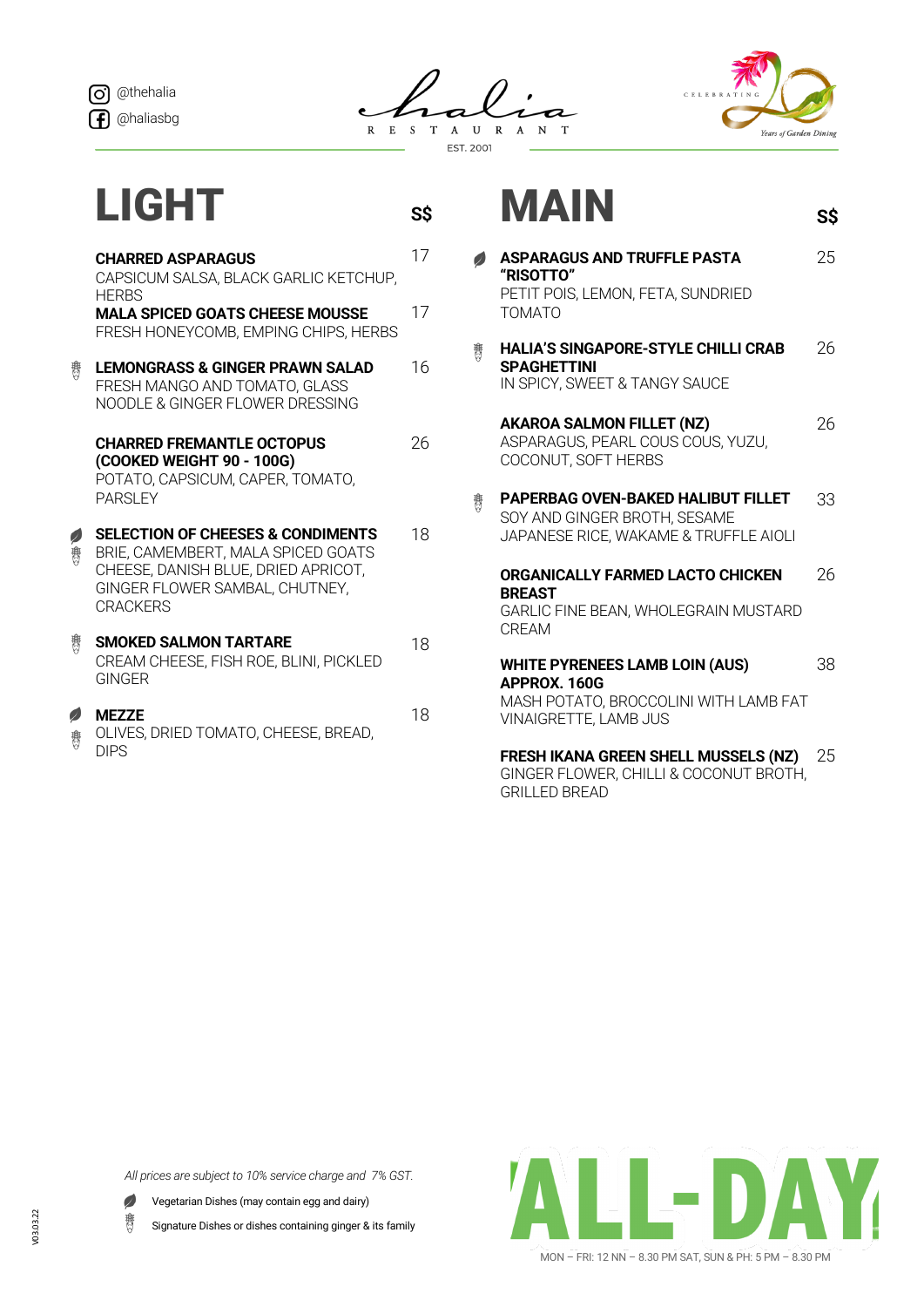@thehalia
@haliasbg

Halia
RESTAURANT
EST. 2001

CELEBRATING 20 Years of Garden Dining

# LIGHT

S$

**CHARRED ASPARAGUS** 17
CAPSICUM SALSA, BLACK GARLIC KETCHUP, HERBS

**MALA SPICED GOATS CHEESE MOUSSE** 17
FRESH HONEYCOMB, EMPING CHIPS, HERBS

**LEMONGRASS & GINGER PRAWN SALAD** 16
FRESH MANGO AND TOMATO, GLASS NOODLE & GINGER FLOWER DRESSING

**CHARRED FREMANTLE OCTOPUS (COOKED WEIGHT 90 - 100G)** 26
POTATO, CAPSICUM, CAPER, TOMATO, PARSLEY

**SELECTION OF CHEESES & CONDIMENTS** 18
BRIE, CAMEMBERT, MALA SPICED GOATS CHEESE, DANISH BLUE, DRIED APRICOT, GINGER FLOWER SAMBAL, CHUTNEY, CRACKERS

**SMOKED SALMON TARTARE** 18
CREAM CHEESE, FISH ROE, BLINI, PICKLED GINGER

**MEZZE** 18
OLIVES, DRIED TOMATO, CHEESE, BREAD, DIPS

# MAIN

S$

**ASPARAGUS AND TRUFFLE PASTA "RISOTTO"** 25
PETIT POIS, LEMON, FETA, SUNDRIED TOMATO

**HALIA'S SINGAPORE-STYLE CHILLI CRAB SPAGHETTINI** 26
IN SPICY, SWEET & TANGY SAUCE

**AKAROA SALMON FILLET (NZ)** 26
ASPARAGUS, PEARL COUS COUS, YUZU, COCONUT, SOFT HERBS

**PAPERBAG OVEN-BAKED HALIBUT FILLET** 33
SOY AND GINGER BROTH, SESAME JAPANESE RICE, WAKAME & TRUFFLE AIOLI

**ORGANICALLY FARMED LACTO CHICKEN BREAST** 26
GARLIC FINE BEAN, WHOLEGRAIN MUSTARD CREAM

**WHITE PYRENEES LAMB LOIN (AUS) APPROX. 160G** 38
MASH POTATO, BROCCOLINI WITH LAMB FAT VINAIGRETTE, LAMB JUS

**FRESH IKANA GREEN SHELL MUSSELS (NZ)** 25
GINGER FLOWER, CHILLI & COCONUT BROTH, GRILLED BREAD

*All prices are subject to 10% service charge and 7% GST.*

Vegetarian Dishes (may contain egg and dairy)

Signature Dishes or dishes containing ginger & its family

# ALL-DAY

MON – FRI: 12 NN – 8.30 PM SAT, SUN & PH: 5 PM – 8.30 PM

V03.03.22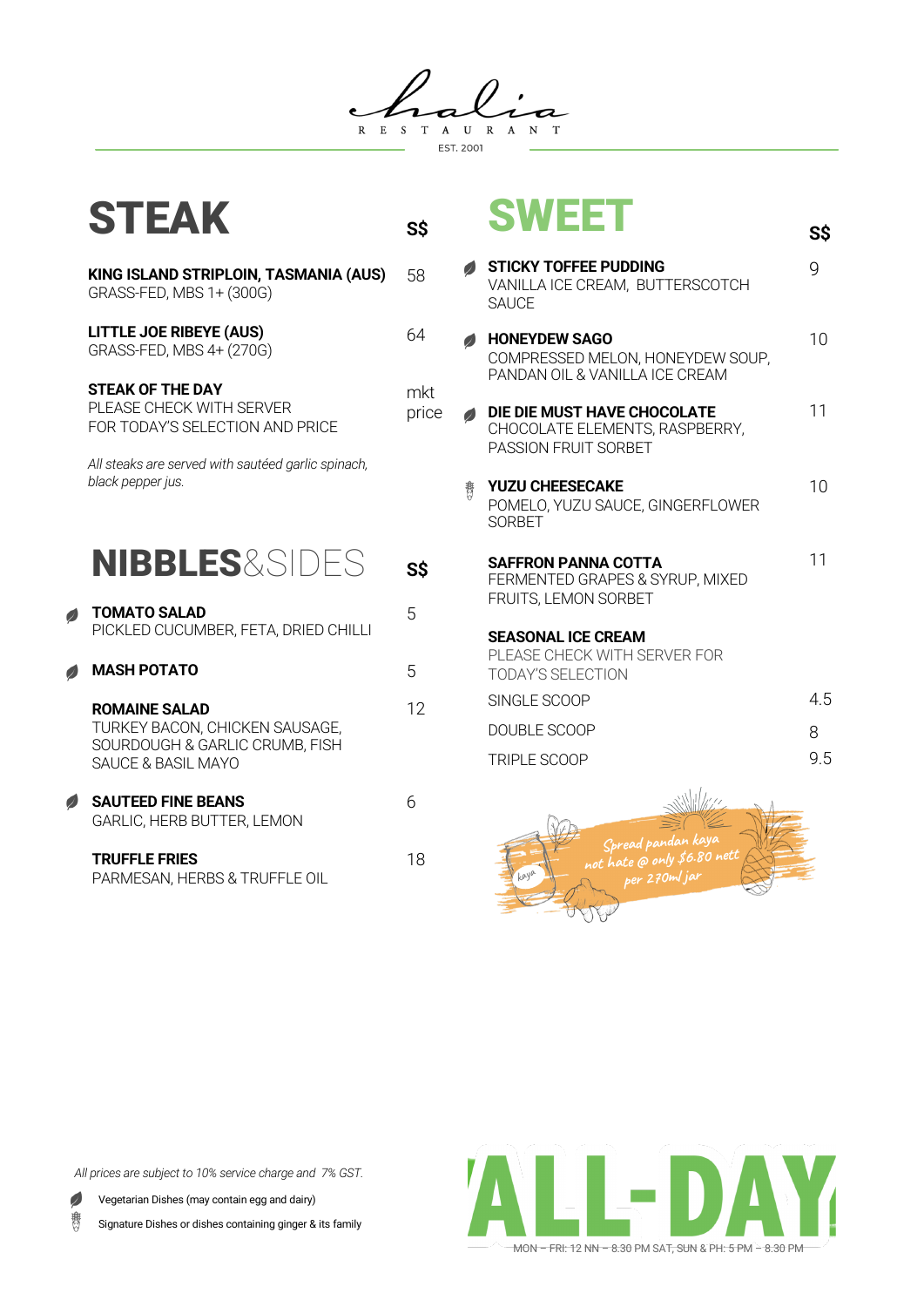Halia

RESTAURANT

EST. 2001

# STEAK

| | S$ |
|---|---|
| **KING ISLAND STRIPLOIN, TASMANIA (AUS)**<br>GRASS-FED, MBS 1+ (300G) | 58 |
| **LITTLE JOE RIBEYE (AUS)**<br>GRASS-FED, MBS 4+ (270G) | 64 |
| **STEAK OF THE DAY**<br>PLEASE CHECK WITH SERVER FOR TODAY'S SELECTION AND PRICE | mkt price |

*All steaks are served with sautéed garlic spinach, black pepper jus.*

# NIBBLES&SIDES

| | S$ |
|---|---|
| **TOMATO SALAD** (Vegetarian)<br>PICKLED CUCUMBER, FETA, DRIED CHILLI | 5 |
| **MASH POTATO** (Vegetarian) | 5 |
| **ROMAINE SALAD**<br>TURKEY BACON, CHICKEN SAUSAGE, SOURDOUGH & GARLIC CRUMB, FISH SAUCE & BASIL MAYO | 12 |
| **SAUTEED FINE BEANS** (Vegetarian)<br>GARLIC, HERB BUTTER, LEMON | 6 |
| **TRUFFLE FRIES**<br>PARMESAN, HERBS & TRUFFLE OIL | 18 |

# SWEET

| | S$ |
|---|---|
| **STICKY TOFFEE PUDDING** (Vegetarian)<br>VANILLA ICE CREAM, BUTTERSCOTCH SAUCE | 9 |
| **HONEYDEW SAGO** (Vegetarian)<br>COMPRESSED MELON, HONEYDEW SOUP, PANDAN OIL & VANILLA ICE CREAM | 10 |
| **DIE DIE MUST HAVE CHOCOLATE** (Vegetarian)<br>CHOCOLATE ELEMENTS, RASPBERRY, PASSION FRUIT SORBET | 11 |
| **YUZU CHEESECAKE** (Signature)<br>POMELO, YUZU SAUCE, GINGERFLOWER SORBET | 10 |
| **SAFFRON PANNA COTTA**<br>FERMENTED GRAPES & SYRUP, MIXED FRUITS, LEMON SORBET | 11 |
| **SEASONAL ICE CREAM**<br>PLEASE CHECK WITH SERVER FOR TODAY'S SELECTION | |
| SINGLE SCOOP | 4.5 |
| DOUBLE SCOOP | 8 |
| TRIPLE SCOOP | 9.5 |

Spread pandan kaya not hate @ only $6.80 nett per 270ml jar

*All prices are subject to 10% service charge and 7% GST.*

- Vegetarian Dishes (may contain egg and dairy)
- Signature Dishes or dishes containing ginger & its family

# ALL-DAY

MON – FRI: 12 NN – 8.30 PM SAT, SUN & PH: 5 PM – 8.30 PM